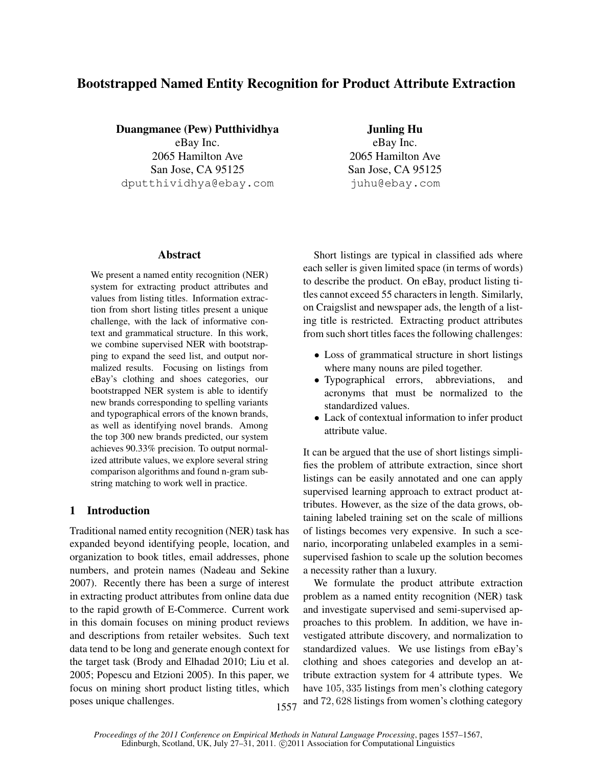# Bootstrapped Named Entity Recognition for Product Attribute Extraction

**Duangmanee (Pew) Putthividhya**
eBay Inc.
2065 Hamilton Ave
San Jose, CA 95125
dputthividhya@ebay.com

**Junling Hu**
eBay Inc.
2065 Hamilton Ave
San Jose, CA 95125
juhu@ebay.com

## Abstract

We present a named entity recognition (NER) system for extracting product attributes and values from listing titles. Information extraction from short listing titles present a unique challenge, with the lack of informative context and grammatical structure. In this work, we combine supervised NER with bootstrapping to expand the seed list, and output normalized results. Focusing on listings from eBay's clothing and shoes categories, our bootstrapped NER system is able to identify new brands corresponding to spelling variants and typographical errors of the known brands, as well as identifying novel brands. Among the top 300 new brands predicted, our system achieves 90.33% precision. To output normalized attribute values, we explore several string comparison algorithms and found n-gram substring matching to work well in practice.

## 1 Introduction

Traditional named entity recognition (NER) task has expanded beyond identifying people, location, and organization to book titles, email addresses, phone numbers, and protein names (Nadeau and Sekine 2007). Recently there has been a surge of interest in extracting product attributes from online data due to the rapid growth of E-Commerce. Current work in this domain focuses on mining product reviews and descriptions from retailer websites. Such text data tend to be long and generate enough context for the target task (Brody and Elhadad 2010; Liu et al. 2005; Popescu and Etzioni 2005). In this paper, we focus on mining short product listing titles, which poses unique challenges.

Short listings are typical in classified ads where each seller is given limited space (in terms of words) to describe the product. On eBay, product listing titles cannot exceed 55 characters in length. Similarly, on Craigslist and newspaper ads, the length of a listing title is restricted. Extracting product attributes from such short titles faces the following challenges:

- Loss of grammatical structure in short listings where many nouns are piled together.
- Typographical errors, abbreviations, and acronyms that must be normalized to the standardized values.
- Lack of contextual information to infer product attribute value.

It can be argued that the use of short listings simplifies the problem of attribute extraction, since short listings can be easily annotated and one can apply supervised learning approach to extract product attributes. However, as the size of the data grows, obtaining labeled training set on the scale of millions of listings becomes very expensive. In such a scenario, incorporating unlabeled examples in a semi-supervised fashion to scale up the solution becomes a necessity rather than a luxury.

We formulate the product attribute extraction problem as a named entity recognition (NER) task and investigate supervised and semi-supervised approaches to this problem. In addition, we have investigated attribute discovery, and normalization to standardized values. We use listings from eBay's clothing and shoes categories and develop an attribute extraction system for 4 attribute types. We have 105, 335 listings from men's clothing category and 72, 628 listings from women's clothing category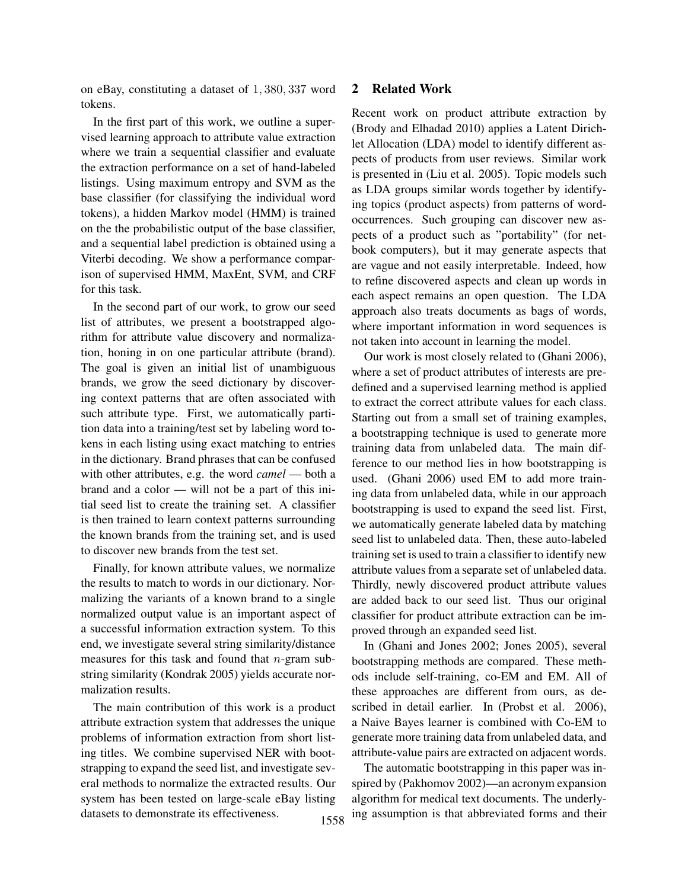on eBay, constituting a dataset of $1,380,337$ word tokens.

In the first part of this work, we outline a supervised learning approach to attribute value extraction where we train a sequential classifier and evaluate the extraction performance on a set of hand-labeled listings. Using maximum entropy and SVM as the base classifier (for classifying the individual word tokens), a hidden Markov model (HMM) is trained on the the probabilistic output of the base classifier, and a sequential label prediction is obtained using a Viterbi decoding. We show a performance comparison of supervised HMM, MaxEnt, SVM, and CRF for this task.

In the second part of our work, to grow our seed list of attributes, we present a bootstrapped algorithm for attribute value discovery and normalization, honing in on one particular attribute (brand). The goal is given an initial list of unambiguous brands, we grow the seed dictionary by discovering context patterns that are often associated with such attribute type. First, we automatically partition data into a training/test set by labeling word tokens in each listing using exact matching to entries in the dictionary. Brand phrases that can be confused with other attributes, e.g. the word *camel* — both a brand and a color — will not be a part of this initial seed list to create the training set. A classifier is then trained to learn context patterns surrounding the known brands from the training set, and is used to discover new brands from the test set.

Finally, for known attribute values, we normalize the results to match to words in our dictionary. Normalizing the variants of a known brand to a single normalized output value is an important aspect of a successful information extraction system. To this end, we investigate several string similarity/distance measures for this task and found that $n$-gram substring similarity (Kondrak 2005) yields accurate normalization results.

The main contribution of this work is a product attribute extraction system that addresses the unique problems of information extraction from short listing titles. We combine supervised NER with bootstrapping to expand the seed list, and investigate several methods to normalize the extracted results. Our system has been tested on large-scale eBay listing datasets to demonstrate its effectiveness.

## 2 Related Work

Recent work on product attribute extraction by (Brody and Elhadad 2010) applies a Latent Dirichlet Allocation (LDA) model to identify different aspects of products from user reviews. Similar work is presented in (Liu et al. 2005). Topic models such as LDA groups similar words together by identifying topics (product aspects) from patterns of word-occurrences. Such grouping can discover new aspects of a product such as "portability" (for netbook computers), but it may generate aspects that are vague and not easily interpretable. Indeed, how to refine discovered aspects and clean up words in each aspect remains an open question. The LDA approach also treats documents as bags of words, where important information in word sequences is not taken into account in learning the model.

Our work is most closely related to (Ghani 2006), where a set of product attributes of interests are predefined and a supervised learning method is applied to extract the correct attribute values for each class. Starting out from a small set of training examples, a bootstrapping technique is used to generate more training data from unlabeled data. The main difference to our method lies in how bootstrapping is used. (Ghani 2006) used EM to add more training data from unlabeled data, while in our approach bootstrapping is used to expand the seed list. First, we automatically generate labeled data by matching seed list to unlabeled data. Then, these auto-labeled training set is used to train a classifier to identify new attribute values from a separate set of unlabeled data. Thirdly, newly discovered product attribute values are added back to our seed list. Thus our original classifier for product attribute extraction can be improved through an expanded seed list.

In (Ghani and Jones 2002; Jones 2005), several bootstrapping methods are compared. These methods include self-training, co-EM and EM. All of these approaches are different from ours, as described in detail earlier. In (Probst et al. 2006), a Naive Bayes learner is combined with Co-EM to generate more training data from unlabeled data, and attribute-value pairs are extracted on adjacent words.

The automatic bootstrapping in this paper was inspired by (Pakhomov 2002)—an acronym expansion algorithm for medical text documents. The underlying assumption is that abbreviated forms and their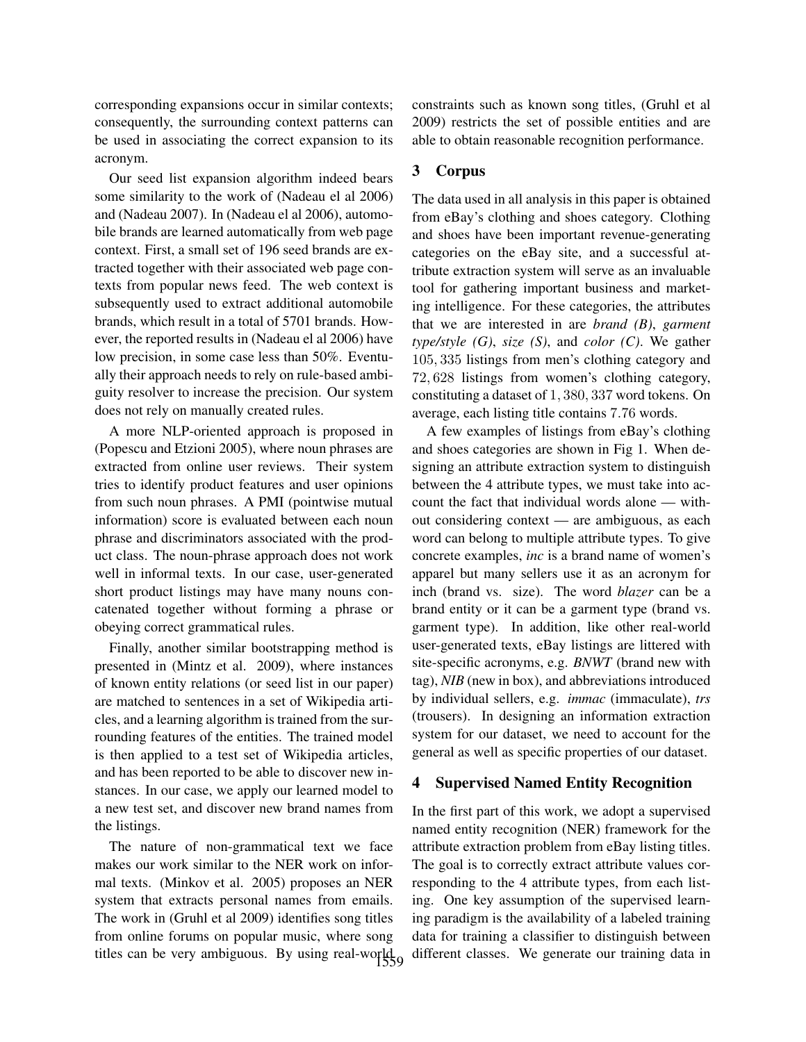corresponding expansions occur in similar contexts; consequently, the surrounding context patterns can be used in associating the correct expansion to its acronym.

Our seed list expansion algorithm indeed bears some similarity to the work of (Nadeau el al 2006) and (Nadeau 2007). In (Nadeau el al 2006), automobile brands are learned automatically from web page context. First, a small set of 196 seed brands are extracted together with their associated web page contexts from popular news feed. The web context is subsequently used to extract additional automobile brands, which result in a total of 5701 brands. However, the reported results in (Nadeau el al 2006) have low precision, in some case less than 50%. Eventually their approach needs to rely on rule-based ambiguity resolver to increase the precision. Our system does not rely on manually created rules.

A more NLP-oriented approach is proposed in (Popescu and Etzioni 2005), where noun phrases are extracted from online user reviews. Their system tries to identify product features and user opinions from such noun phrases. A PMI (pointwise mutual information) score is evaluated between each noun phrase and discriminators associated with the product class. The noun-phrase approach does not work well in informal texts. In our case, user-generated short product listings may have many nouns concatenated together without forming a phrase or obeying correct grammatical rules.

Finally, another similar bootstrapping method is presented in (Mintz et al. 2009), where instances of known entity relations (or seed list in our paper) are matched to sentences in a set of Wikipedia articles, and a learning algorithm is trained from the surrounding features of the entities. The trained model is then applied to a test set of Wikipedia articles, and has been reported to be able to discover new instances. In our case, we apply our learned model to a new test set, and discover new brand names from the listings.

The nature of non-grammatical text we face makes our work similar to the NER work on informal texts. (Minkov et al. 2005) proposes an NER system that extracts personal names from emails. The work in (Gruhl et al 2009) identifies song titles from online forums on popular music, where song titles can be very ambiguous. By using real-world constraints such as known song titles, (Gruhl et al 2009) restricts the set of possible entities and are able to obtain reasonable recognition performance.

## 3 Corpus

The data used in all analysis in this paper is obtained from eBay's clothing and shoes category. Clothing and shoes have been important revenue-generating categories on the eBay site, and a successful attribute extraction system will serve as an invaluable tool for gathering important business and marketing intelligence. For these categories, the attributes that we are interested in are *brand (B)*, *garment type/style (G)*, *size (S)*, and *color (C)*. We gather $105,335$ listings from men's clothing category and $72,628$ listings from women's clothing category, constituting a dataset of $1,380,337$ word tokens. On average, each listing title contains $7.76$ words.

A few examples of listings from eBay's clothing and shoes categories are shown in Fig 1. When designing an attribute extraction system to distinguish between the 4 attribute types, we must take into account the fact that individual words alone — without considering context — are ambiguous, as each word can belong to multiple attribute types. To give concrete examples, *inc* is a brand name of women's apparel but many sellers use it as an acronym for inch (brand vs. size). The word *blazer* can be a brand entity or it can be a garment type (brand vs. garment type). In addition, like other real-world user-generated texts, eBay listings are littered with site-specific acronyms, e.g. *BNWT* (brand new with tag), *NIB* (new in box), and abbreviations introduced by individual sellers, e.g. *immac* (immaculate), *trs* (trousers). In designing an information extraction system for our dataset, we need to account for the general as well as specific properties of our dataset.

## 4 Supervised Named Entity Recognition

In the first part of this work, we adopt a supervised named entity recognition (NER) framework for the attribute extraction problem from eBay listing titles. The goal is to correctly extract attribute values corresponding to the 4 attribute types, from each listing. One key assumption of the supervised learning paradigm is the availability of a labeled training data for training a classifier to distinguish between different classes. We generate our training data in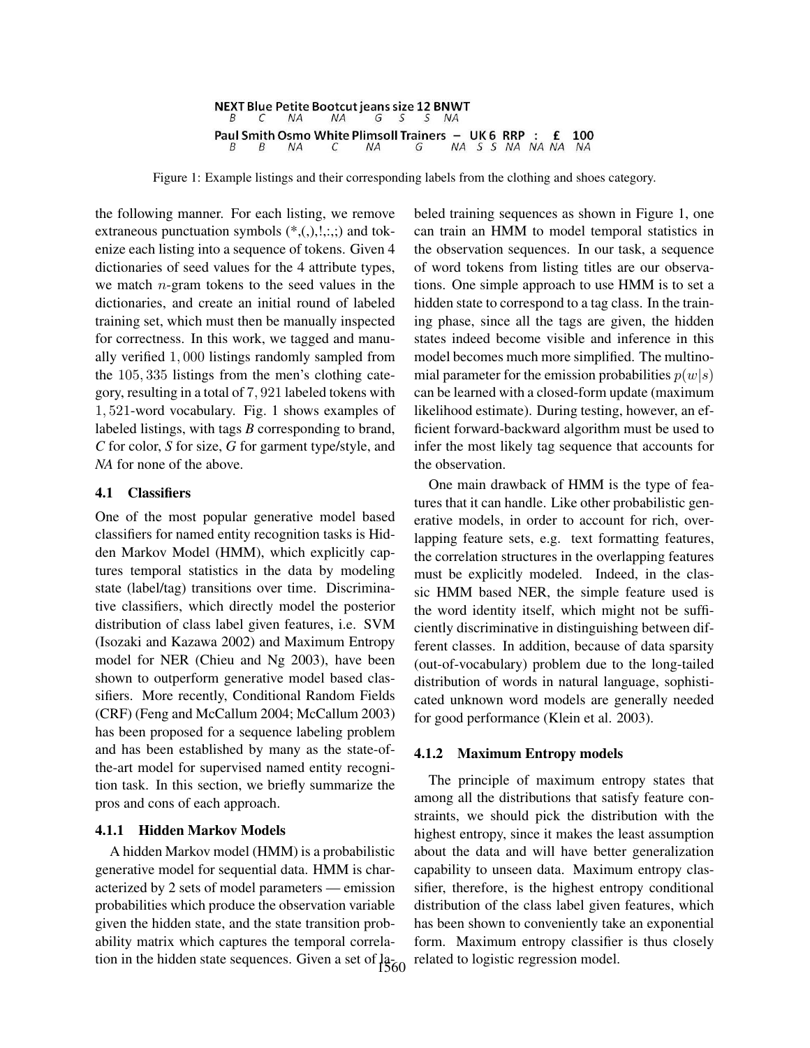NEXT Blue Petite Bootcut jeans size 12 BNWT
B C NA NA G S S NA

Paul Smith Osmo White Plimsoll Trainers – UK 6 RRP : £ 100
B B NA C NA G NA S S NA NA NA NA

Figure 1: Example listings and their corresponding labels from the clothing and shoes category.

the following manner. For each listing, we remove extraneous punctuation symbols (*,(,),!,:,;) and tokenize each listing into a sequence of tokens. Given 4 dictionaries of seed values for the 4 attribute types, we match $n$-gram tokens to the seed values in the dictionaries, and create an initial round of labeled training set, which must then be manually inspected for correctness. In this work, we tagged and manually verified $1,000$ listings randomly sampled from the $105,335$ listings from the men's clothing category, resulting in a total of $7,921$ labeled tokens with $1,521$-word vocabulary. Fig. 1 shows examples of labeled listings, with tags *B* corresponding to brand, *C* for color, *S* for size, *G* for garment type/style, and *NA* for none of the above.

### 4.1 Classifiers

One of the most popular generative model based classifiers for named entity recognition tasks is Hidden Markov Model (HMM), which explicitly captures temporal statistics in the data by modeling state (label/tag) transitions over time. Discriminative classifiers, which directly model the posterior distribution of class label given features, i.e. SVM (Isozaki and Kazawa 2002) and Maximum Entropy model for NER (Chieu and Ng 2003), have been shown to outperform generative model based classifiers. More recently, Conditional Random Fields (CRF) (Feng and McCallum 2004; McCallum 2003) has been proposed for a sequence labeling problem and has been established by many as the state-of-the-art model for supervised named entity recognition task. In this section, we briefly summarize the pros and cons of each approach.

#### 4.1.1 Hidden Markov Models

A hidden Markov model (HMM) is a probabilistic generative model for sequential data. HMM is characterized by 2 sets of model parameters — emission probabilities which produce the observation variable given the hidden state, and the state transition probability matrix which captures the temporal correlation in the hidden state sequences. Given a set of labeled training sequences as shown in Figure 1, one can train an HMM to model temporal statistics in the observation sequences. In our task, a sequence of word tokens from listing titles are our observations. One simple approach to use HMM is to set a hidden state to correspond to a tag class. In the training phase, since all the tags are given, the hidden states indeed become visible and inference in this model becomes much more simplified. The multinomial parameter for the emission probabilities $p(w|s)$ can be learned with a closed-form update (maximum likelihood estimate). During testing, however, an efficient forward-backward algorithm must be used to infer the most likely tag sequence that accounts for the observation.

One main drawback of HMM is the type of features that it can handle. Like other probabilistic generative models, in order to account for rich, overlapping feature sets, e.g. text formatting features, the correlation structures in the overlapping features must be explicitly modeled. Indeed, in the classic HMM based NER, the simple feature used is the word identity itself, which might not be sufficiently discriminative in distinguishing between different classes. In addition, because of data sparsity (out-of-vocabulary) problem due to the long-tailed distribution of words in natural language, sophisticated unknown word models are generally needed for good performance (Klein et al. 2003).

#### 4.1.2 Maximum Entropy models

The principle of maximum entropy states that among all the distributions that satisfy feature constraints, we should pick the distribution with the highest entropy, since it makes the least assumption about the data and will have better generalization capability to unseen data. Maximum entropy classifier, therefore, is the highest entropy conditional distribution of the class label given features, which has been shown to conveniently take an exponential form. Maximum entropy classifier is thus closely related to logistic regression model.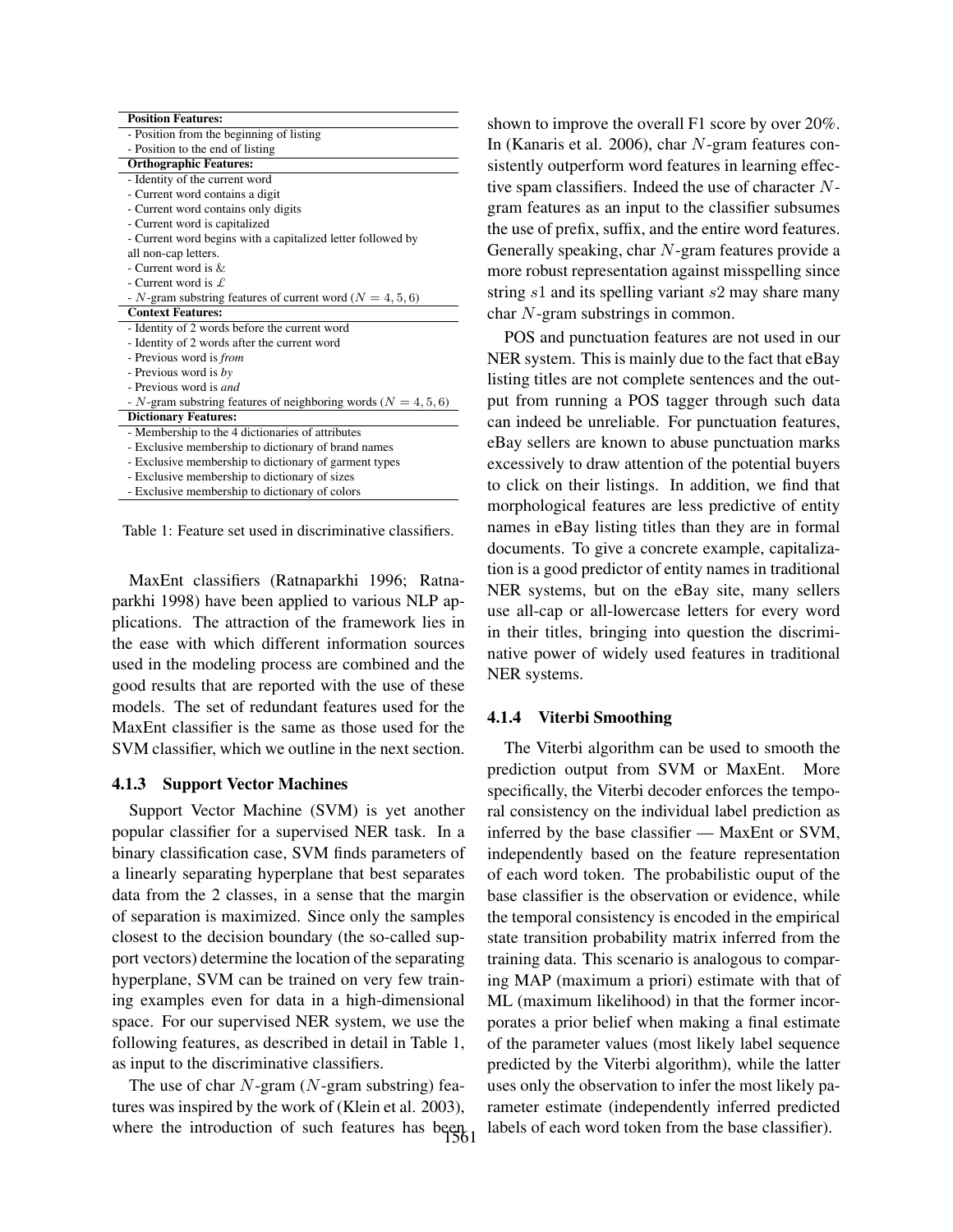| Position Features: |
|---|
| - Position from the beginning of listing |
| - Position to the end of listing |
| **Orthographic Features:** |
| - Identity of the current word |
| - Current word contains a digit |
| - Current word contains only digits |
| - Current word is capitalized |
| - Current word begins with a capitalized letter followed by all non-cap letters. |
| - Current word is & |
| - Current word is £ |
| - $N$-gram substring features of current word ($N = 4, 5, 6$) |
| **Context Features:** |
| - Identity of 2 words before the current word |
| - Identity of 2 words after the current word |
| - Previous word is *from* |
| - Previous word is *by* |
| - Previous word is *and* |
| - $N$-gram substring features of neighboring words ($N = 4, 5, 6$) |
| **Dictionary Features:** |
| - Membership to the 4 dictionaries of attributes |
| - Exclusive membership to dictionary of brand names |
| - Exclusive membership to dictionary of garment types |
| - Exclusive membership to dictionary of sizes |
| - Exclusive membership to dictionary of colors |

Table 1: Feature set used in discriminative classifiers.

MaxEnt classifiers (Ratnaparkhi 1996; Ratnaparkhi 1998) have been applied to various NLP applications. The attraction of the framework lies in the ease with which different information sources used in the modeling process are combined and the good results that are reported with the use of these models. The set of redundant features used for the MaxEnt classifier is the same as those used for the SVM classifier, which we outline in the next section.

#### 4.1.3 Support Vector Machines

Support Vector Machine (SVM) is yet another popular classifier for a supervised NER task. In a binary classification case, SVM finds parameters of a linearly separating hyperplane that best separates data from the 2 classes, in a sense that the margin of separation is maximized. Since only the samples closest to the decision boundary (the so-called support vectors) determine the location of the separating hyperplane, SVM can be trained on very few training examples even for data in a high-dimensional space. For our supervised NER system, we use the following features, as described in detail in Table 1, as input to the discriminative classifiers.

The use of char $N$-gram ($N$-gram substring) features was inspired by the work of (Klein et al. 2003), where the introduction of such features has been shown to improve the overall F1 score by over 20%. In (Kanaris et al. 2006), char $N$-gram features consistently outperform word features in learning effective spam classifiers. Indeed the use of character $N$-gram features as an input to the classifier subsumes the use of prefix, suffix, and the entire word features. Generally speaking, char $N$-gram features provide a more robust representation against misspelling since string $s1$ and its spelling variant $s2$ may share many char $N$-gram substrings in common.

POS and punctuation features are not used in our NER system. This is mainly due to the fact that eBay listing titles are not complete sentences and the output from running a POS tagger through such data can indeed be unreliable. For punctuation features, eBay sellers are known to abuse punctuation marks excessively to draw attention of the potential buyers to click on their listings. In addition, we find that morphological features are less predictive of entity names in eBay listing titles than they are in formal documents. To give a concrete example, capitalization is a good predictor of entity names in traditional NER systems, but on the eBay site, many sellers use all-cap or all-lowercase letters for every word in their titles, bringing into question the discriminative power of widely used features in traditional NER systems.

#### 4.1.4 Viterbi Smoothing

The Viterbi algorithm can be used to smooth the prediction output from SVM or MaxEnt. More specifically, the Viterbi decoder enforces the temporal consistency on the individual label prediction as inferred by the base classifier — MaxEnt or SVM, independently based on the feature representation of each word token. The probabilistic ouput of the base classifier is the observation or evidence, while the temporal consistency is encoded in the empirical state transition probability matrix inferred from the training data. This scenario is analogous to comparing MAP (maximum a priori) estimate with that of ML (maximum likelihood) in that the former incorporates a prior belief when making a final estimate of the parameter values (most likely label sequence predicted by the Viterbi algorithm), while the latter uses only the observation to infer the most likely parameter estimate (independently inferred predicted labels of each word token from the base classifier).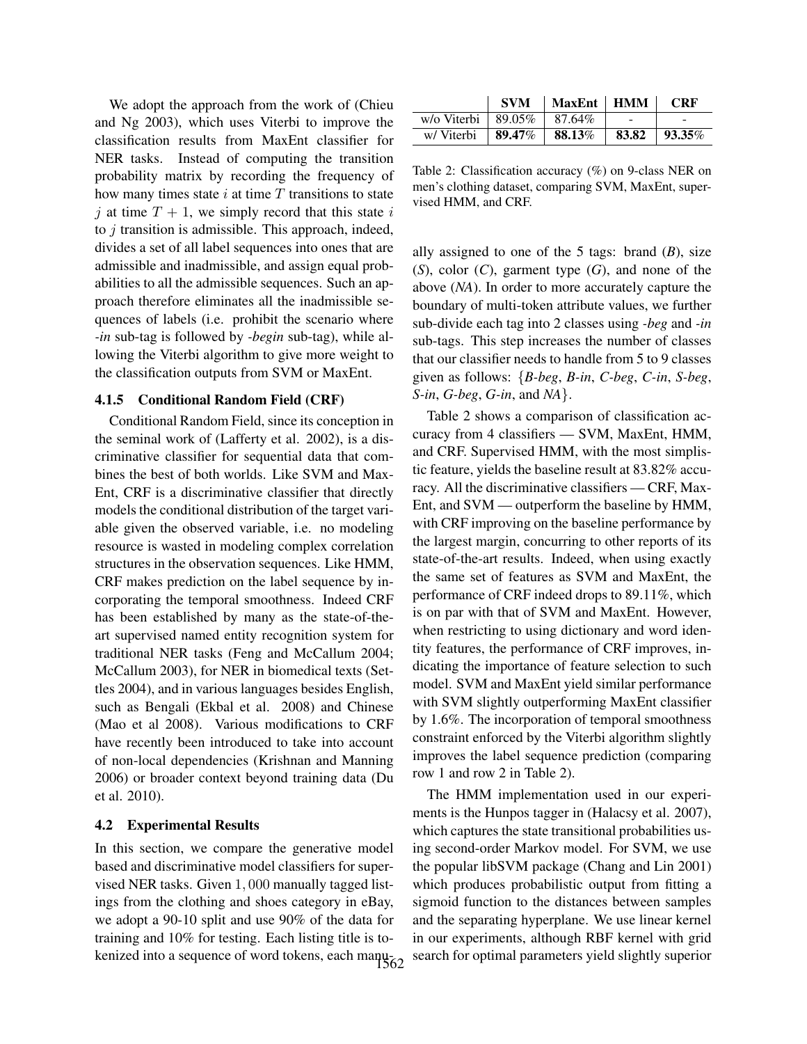We adopt the approach from the work of (Chieu and Ng 2003), which uses Viterbi to improve the classification results from MaxEnt classifier for NER tasks. Instead of computing the transition probability matrix by recording the frequency of how many times state $i$ at time $T$ transitions to state $j$ at time $T+1$, we simply record that this state $i$ to $j$ transition is admissible. This approach, indeed, divides a set of all label sequences into ones that are admissible and inadmissible, and assign equal probabilities to all the admissible sequences. Such an approach therefore eliminates all the inadmissible sequences of labels (i.e. prohibit the scenario where *-in* sub-tag is followed by *-begin* sub-tag), while allowing the Viterbi algorithm to give more weight to the classification outputs from SVM or MaxEnt.

#### 4.1.5 Conditional Random Field (CRF)

Conditional Random Field, since its conception in the seminal work of (Lafferty et al. 2002), is a discriminative classifier for sequential data that combines the best of both worlds. Like SVM and MaxEnt, CRF is a discriminative classifier that directly models the conditional distribution of the target variable given the observed variable, i.e. no modeling resource is wasted in modeling complex correlation structures in the observation sequences. Like HMM, CRF makes prediction on the label sequence by incorporating the temporal smoothness. Indeed CRF has been established by many as the state-of-the-art supervised named entity recognition system for traditional NER tasks (Feng and McCallum 2004; McCallum 2003), for NER in biomedical texts (Settles 2004), and in various languages besides English, such as Bengali (Ekbal et al. 2008) and Chinese (Mao et al 2008). Various modifications to CRF have recently been introduced to take into account of non-local dependencies (Krishnan and Manning 2006) or broader context beyond training data (Du et al. 2010).

### 4.2 Experimental Results

In this section, we compare the generative model based and discriminative model classifiers for supervised NER tasks. Given $1,000$ manually tagged listings from the clothing and shoes category in eBay, we adopt a 90-10 split and use 90% of the data for training and 10% for testing. Each listing title is tokenized into a sequence of word tokens, each manually assigned to one of the 5 tags: brand (*B*), size (*S*), color (*C*), garment type (*G*), and none of the above (*NA*). In order to more accurately capture the boundary of multi-token attribute values, we further sub-divide each tag into 2 classes using *-beg* and *-in* sub-tags. This step increases the number of classes that our classifier needs to handle from 5 to 9 classes given as follows: {*B-beg*, *B-in*, *C-beg*, *C-in*, *S-beg*, *S-in*, *G-beg*, *G-in*, and *NA*}.

| | SVM | MaxEnt | HMM | CRF |
|---|---|---|---|---|
| w/o Viterbi | 89.05% | 87.64% | - | - |
| w/ Viterbi | **89.47**% | **88.13**% | **83.82** | **93.35**% |

Table 2: Classification accuracy (%) on 9-class NER on men's clothing dataset, comparing SVM, MaxEnt, supervised HMM, and CRF.

Table 2 shows a comparison of classification accuracy from 4 classifiers — SVM, MaxEnt, HMM, and CRF. Supervised HMM, with the most simplistic feature, yields the baseline result at 83.82% accuracy. All the discriminative classifiers — CRF, MaxEnt, and SVM — outperform the baseline by HMM, with CRF improving on the baseline performance by the largest margin, concurring to other reports of its state-of-the-art results. Indeed, when using exactly the same set of features as SVM and MaxEnt, the performance of CRF indeed drops to 89.11%, which is on par with that of SVM and MaxEnt. However, when restricting to using dictionary and word identity features, the performance of CRF improves, indicating the importance of feature selection to such model. SVM and MaxEnt yield similar performance with SVM slightly outperforming MaxEnt classifier by 1.6%. The incorporation of temporal smoothness constraint enforced by the Viterbi algorithm slightly improves the label sequence prediction (comparing row 1 and row 2 in Table 2).

The HMM implementation used in our experiments is the Hunpos tagger in (Halacsy et al. 2007), which captures the state transitional probabilities using second-order Markov model. For SVM, we use the popular libSVM package (Chang and Lin 2001) which produces probabilistic output from fitting a sigmoid function to the distances between samples and the separating hyperplane. We use linear kernel in our experiments, although RBF kernel with grid search for optimal parameters yield slightly superior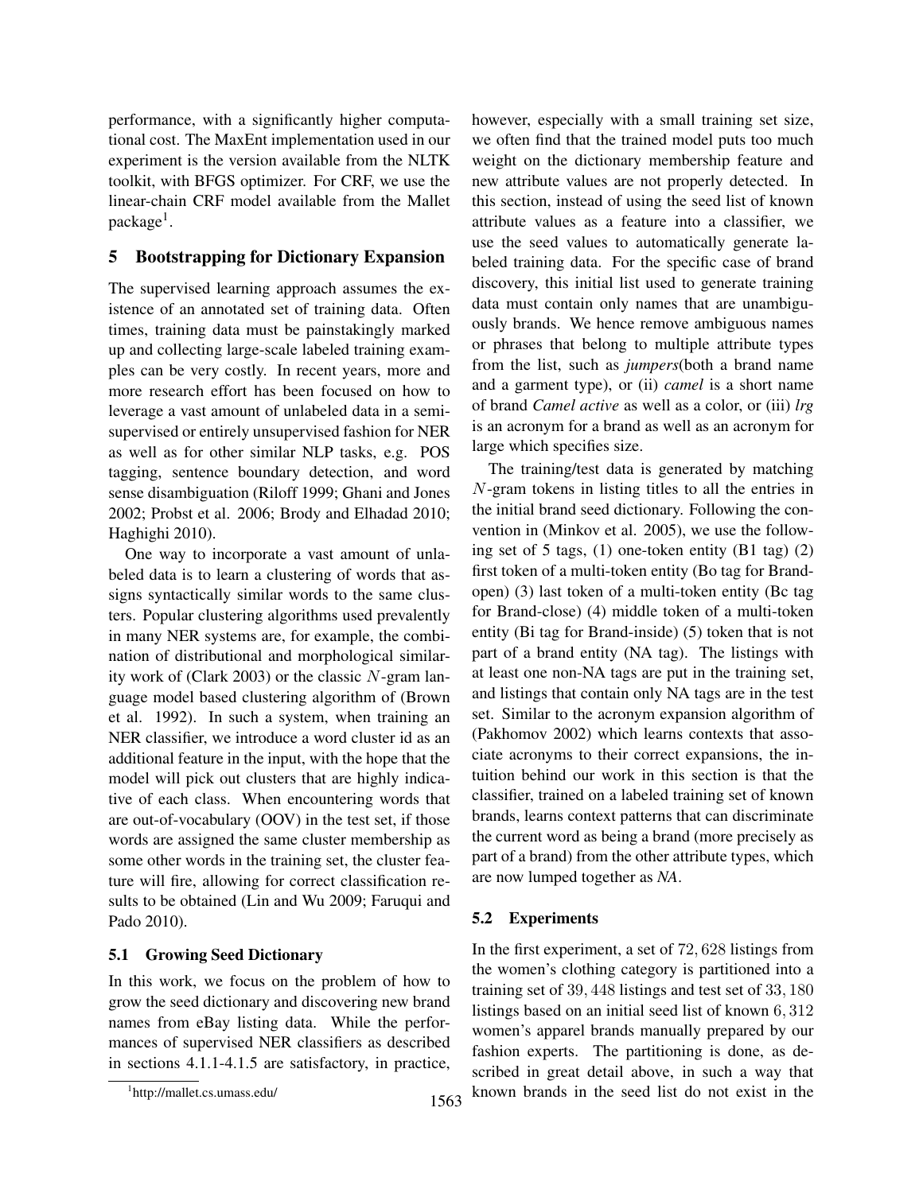performance, with a significantly higher computational cost. The MaxEnt implementation used in our experiment is the version available from the NLTK toolkit, with BFGS optimizer. For CRF, we use the linear-chain CRF model available from the Mallet package[1].

## 5 Bootstrapping for Dictionary Expansion

The supervised learning approach assumes the existence of an annotated set of training data. Often times, training data must be painstakingly marked up and collecting large-scale labeled training examples can be very costly. In recent years, more and more research effort has been focused on how to leverage a vast amount of unlabeled data in a semi-supervised or entirely unsupervised fashion for NER as well as for other similar NLP tasks, e.g. POS tagging, sentence boundary detection, and word sense disambiguation (Riloff 1999; Ghani and Jones 2002; Probst et al. 2006; Brody and Elhadad 2010; Haghighi 2010).

One way to incorporate a vast amount of unlabeled data is to learn a clustering of words that assigns syntactically similar words to the same clusters. Popular clustering algorithms used prevalently in many NER systems are, for example, the combination of distributional and morphological similarity work of (Clark 2003) or the classic $N$-gram language model based clustering algorithm of (Brown et al. 1992). In such a system, when training an NER classifier, we introduce a word cluster id as an additional feature in the input, with the hope that the model will pick out clusters that are highly indicative of each class. When encountering words that are out-of-vocabulary (OOV) in the test set, if those words are assigned the same cluster membership as some other words in the training set, the cluster feature will fire, allowing for correct classification results to be obtained (Lin and Wu 2009; Faruqui and Pado 2010).

### 5.1 Growing Seed Dictionary

In this work, we focus on the problem of how to grow the seed dictionary and discovering new brand names from eBay listing data. While the performances of supervised NER classifiers as described in sections 4.1.1-4.1.5 are satisfactory, in practice, however, especially with a small training set size, we often find that the trained model puts too much weight on the dictionary membership feature and new attribute values are not properly detected. In this section, instead of using the seed list of known attribute values as a feature into a classifier, we use the seed values to automatically generate labeled training data. For the specific case of brand discovery, this initial list used to generate training data must contain only names that are unambiguously brands. We hence remove ambiguous names or phrases that belong to multiple attribute types from the list, such as *jumpers*(both a brand name and a garment type), or (ii) *camel* is a short name of brand *Camel active* as well as a color, or (iii) *lrg* is an acronym for a brand as well as an acronym for large which specifies size.

The training/test data is generated by matching $N$-gram tokens in listing titles to all the entries in the initial brand seed dictionary. Following the convention in (Minkov et al. 2005), we use the following set of 5 tags, (1) one-token entity (B1 tag) (2) first token of a multi-token entity (Bo tag for Brand-open) (3) last token of a multi-token entity (Bc tag for Brand-close) (4) middle token of a multi-token entity (Bi tag for Brand-inside) (5) token that is not part of a brand entity (NA tag). The listings with at least one non-NA tags are put in the training set, and listings that contain only NA tags are in the test set. Similar to the acronym expansion algorithm of (Pakhomov 2002) which learns contexts that associate acronyms to their correct expansions, the intuition behind our work in this section is that the classifier, trained on a labeled training set of known brands, learns context patterns that can discriminate the current word as being a brand (more precisely as part of a brand) from the other attribute types, which are now lumped together as *NA*.

### 5.2 Experiments

In the first experiment, a set of $72,628$ listings from the women's clothing category is partitioned into a training set of $39,448$ listings and test set of $33,180$ listings based on an initial seed list of known $6,312$ women's apparel brands manually prepared by our fashion experts. The partitioning is done, as described in great detail above, in such a way that known brands in the seed list do not exist in the

[1] http://mallet.cs.umass.edu/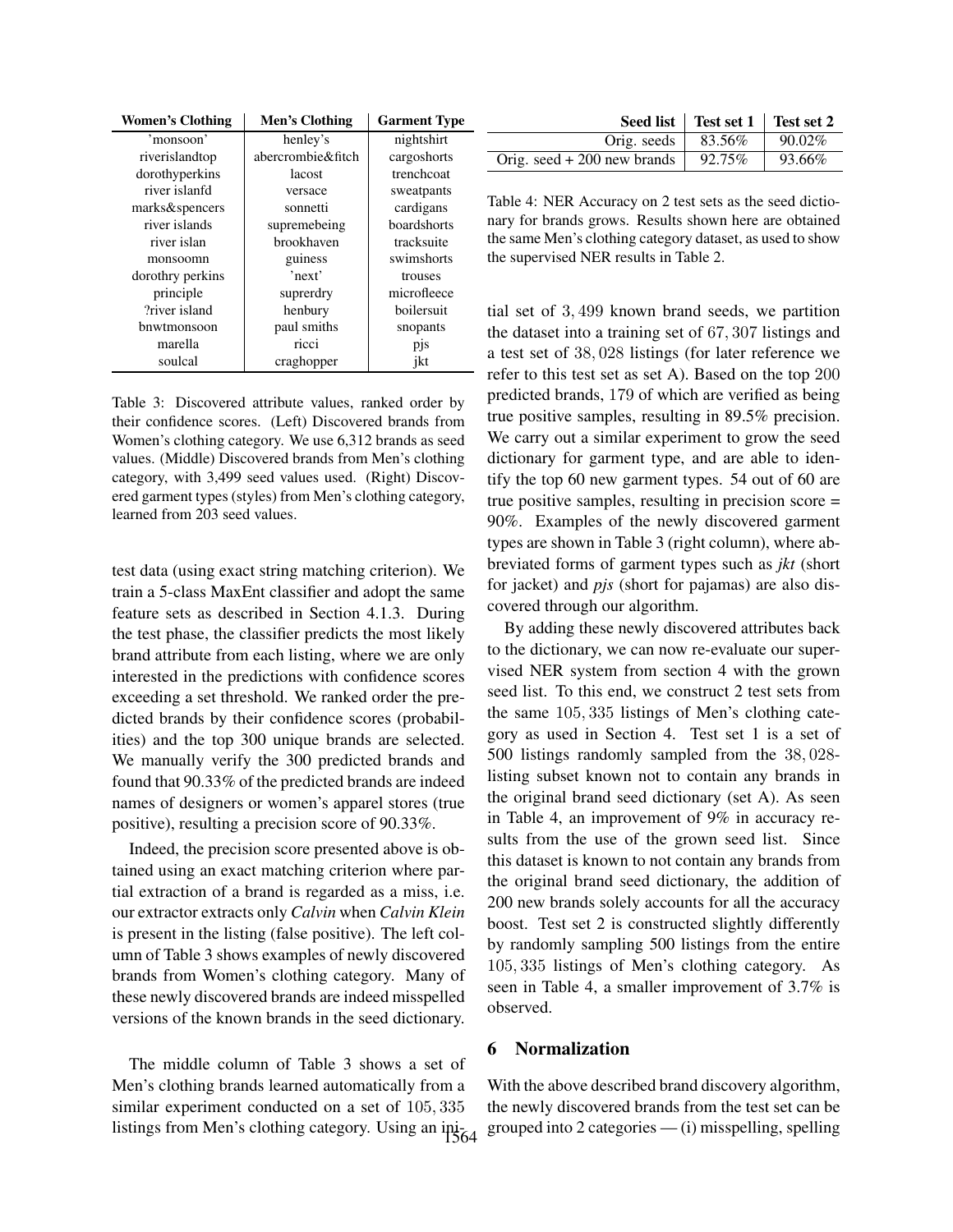| Women's Clothing | Men's Clothing | Garment Type |
|---|---|---|
| 'monsoon' | henley's | nightshirt |
| riverislandtop | abercrombie&fitch | cargoshorts |
| dorothyperkins | lacost | trenchcoat |
| river islanfd | versace | sweatpants |
| marks&spencers | sonnetti | cardigans |
| river islands | supremebeing | boardshorts |
| river islan | brookhaven | tracksuite |
| monsoomn | guiness | swimshorts |
| dorothy perkins | 'next' | trouses |
| principle | suprerdry | microfleece |
| ?river island | henbury | boilersuit |
| bnwtmonsoon | paul smiths | snopants |
| marella | ricci | pjs |
| soulcal | craghopper | jkt |

Table 3: Discovered attribute values, ranked order by their confidence scores. (Left) Discovered brands from Women's clothing category. We use 6,312 brands as seed values. (Middle) Discovered brands from Men's clothing category, with 3,499 seed values used. (Right) Discovered garment types (styles) from Men's clothing category, learned from 203 seed values.

test data (using exact string matching criterion). We train a 5-class MaxEnt classifier and adopt the same feature sets as described in Section 4.1.3. During the test phase, the classifier predicts the most likely brand attribute from each listing, where we are only interested in the predictions with confidence scores exceeding a set threshold. We ranked order the predicted brands by their confidence scores (probabilities) and the top 300 unique brands are selected. We manually verify the 300 predicted brands and found that 90.33% of the predicted brands are indeed names of designers or women's apparel stores (true positive), resulting a precision score of 90.33%.

Indeed, the precision score presented above is obtained using an exact matching criterion where partial extraction of a brand is regarded as a miss, i.e. our extractor extracts only *Calvin* when *Calvin Klein* is present in the listing (false positive). The left column of Table 3 shows examples of newly discovered brands from Women's clothing category. Many of these newly discovered brands are indeed misspelled versions of the known brands in the seed dictionary.

The middle column of Table 3 shows a set of Men's clothing brands learned automatically from a similar experiment conducted on a set of $105,335$ listings from Men's clothing category. Using an initial set of $3,499$ known brand seeds, we partition the dataset into a training set of $67,307$ listings and a test set of $38,028$ listings (for later reference we refer to this test set as set A). Based on the top $200$ predicted brands, $179$ of which are verified as being true positive samples, resulting in 89.5% precision. We carry out a similar experiment to grow the seed dictionary for garment type, and are able to identify the top 60 new garment types. 54 out of 60 are true positive samples, resulting in precision score = 90%. Examples of the newly discovered garment types are shown in Table 3 (right column), where abbreviated forms of garment types such as *jkt* (short for jacket) and *pjs* (short for pajamas) are also discovered through our algorithm.

| Seed list | Test set 1 | Test set 2 |
|---|---|---|
| Orig. seeds | 83.56% | 90.02% |
| Orig. seed + 200 new brands | 92.75% | 93.66% |

Table 4: NER Accuracy on 2 test sets as the seed dictionary for brands grows. Results shown here are obtained the same Men's clothing category dataset, as used to show the supervised NER results in Table 2.

By adding these newly discovered attributes back to the dictionary, we can now re-evaluate our supervised NER system from section 4 with the grown seed list. To this end, we construct 2 test sets from the same $105,335$ listings of Men's clothing category as used in Section 4. Test set 1 is a set of 500 listings randomly sampled from the $38,028$-listing subset known not to contain any brands in the original brand seed dictionary (set A). As seen in Table 4, an improvement of 9% in accuracy results from the use of the grown seed list. Since this dataset is known to not contain any brands from the original brand seed dictionary, the addition of 200 new brands solely accounts for all the accuracy boost. Test set 2 is constructed slightly differently by randomly sampling 500 listings from the entire $105,335$ listings of Men's clothing category. As seen in Table 4, a smaller improvement of 3.7% is observed.

## 6 Normalization

With the above described brand discovery algorithm, the newly discovered brands from the test set can be grouped into 2 categories — (i) misspelling, spelling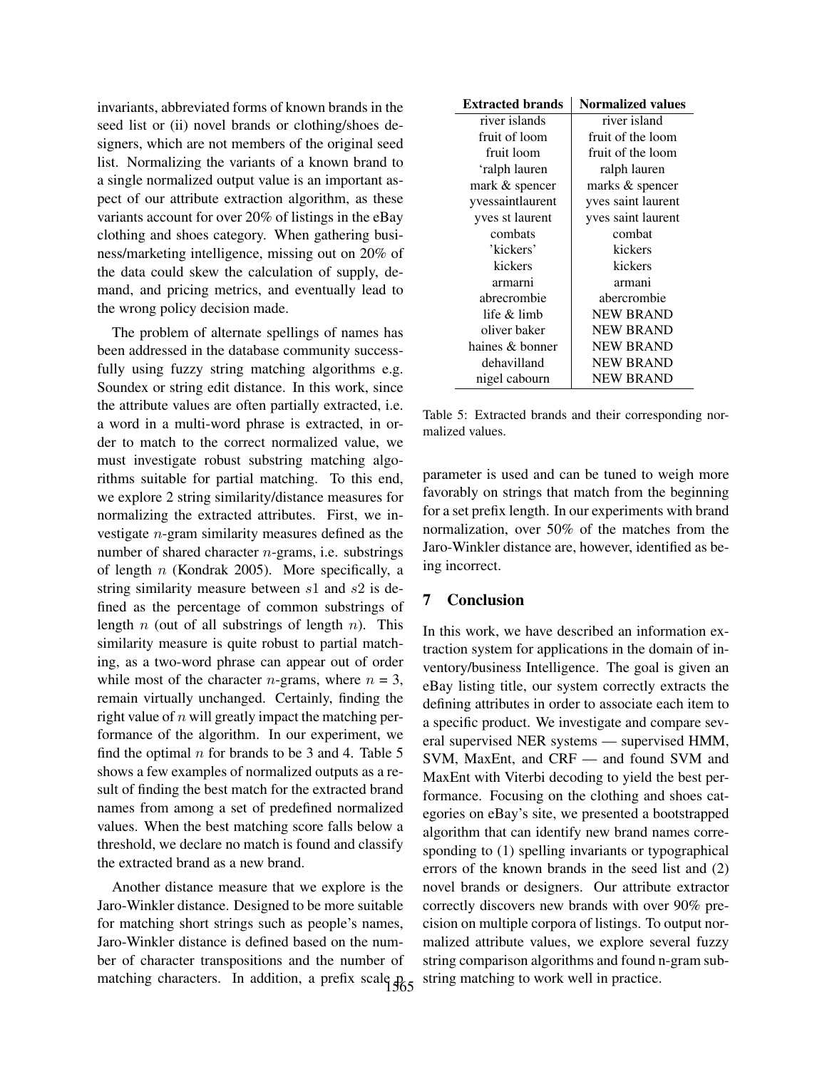invariants, abbreviated forms of known brands in the seed list or (ii) novel brands or clothing/shoes designers, which are not members of the original seed list. Normalizing the variants of a known brand to a single normalized output value is an important aspect of our attribute extraction algorithm, as these variants account for over 20% of listings in the eBay clothing and shoes category. When gathering business/marketing intelligence, missing out on 20% of the data could skew the calculation of supply, demand, and pricing metrics, and eventually lead to the wrong policy decision made.

The problem of alternate spellings of names has been addressed in the database community successfully using fuzzy string matching algorithms e.g. Soundex or string edit distance. In this work, since the attribute values are often partially extracted, i.e. a word in a multi-word phrase is extracted, in order to match to the correct normalized value, we must investigate robust substring matching algorithms suitable for partial matching. To this end, we explore 2 string similarity/distance measures for normalizing the extracted attributes. First, we investigate $n$-gram similarity measures defined as the number of shared character $n$-grams, i.e. substrings of length $n$ (Kondrak 2005). More specifically, a string similarity measure between $s1$ and $s2$ is defined as the percentage of common substrings of length $n$ (out of all substrings of length $n$). This similarity measure is quite robust to partial matching, as a two-word phrase can appear out of order while most of the character $n$-grams, where $n$ = 3, remain virtually unchanged. Certainly, finding the right value of $n$ will greatly impact the matching performance of the algorithm. In our experiment, we find the optimal $n$ for brands to be 3 and 4. Table 5 shows a few examples of normalized outputs as a result of finding the best match for the extracted brand names from among a set of predefined normalized values. When the best matching score falls below a threshold, we declare no match is found and classify the extracted brand as a new brand.

Another distance measure that we explore is the Jaro-Winkler distance. Designed to be more suitable for matching short strings such as people's names, Jaro-Winkler distance is defined based on the number of character transpositions and the number of matching characters. In addition, a prefix scale $p$ parameter is used and can be tuned to weigh more favorably on strings that match from the beginning for a set prefix length. In our experiments with brand normalization, over 50% of the matches from the Jaro-Winkler distance are, however, identified as being incorrect.

| Extracted brands | Normalized values |
|---|---|
| river islands | river island |
| fruit of loom | fruit of the loom |
| fruit loom | fruit of the loom |
| 'ralph lauren | ralph lauren |
| mark & spencer | marks & spencer |
| yvessaintlaurent | yves saint laurent |
| yves st laurent | yves saint laurent |
| combats | combat |
| 'kickers' | kickers |
| kickers | kickers |
| armarni | armani |
| abrecrombie | abercrombie |
| life & limb | NEW BRAND |
| oliver baker | NEW BRAND |
| haines & bonner | NEW BRAND |
| dehavilland | NEW BRAND |
| nigel cabourn | NEW BRAND |

Table 5: Extracted brands and their corresponding normalized values.

## 7 Conclusion

In this work, we have described an information extraction system for applications in the domain of inventory/business Intelligence. The goal is given an eBay listing title, our system correctly extracts the defining attributes in order to associate each item to a specific product. We investigate and compare several supervised NER systems — supervised HMM, SVM, MaxEnt, and CRF — and found SVM and MaxEnt with Viterbi decoding to yield the best performance. Focusing on the clothing and shoes categories on eBay's site, we presented a bootstrapped algorithm that can identify new brand names corresponding to (1) spelling invariants or typographical errors of the known brands in the seed list and (2) novel brands or designers. Our attribute extractor correctly discovers new brands with over 90% precision on multiple corpora of listings. To output normalized attribute values, we explore several fuzzy string comparison algorithms and found n-gram substring matching to work well in practice.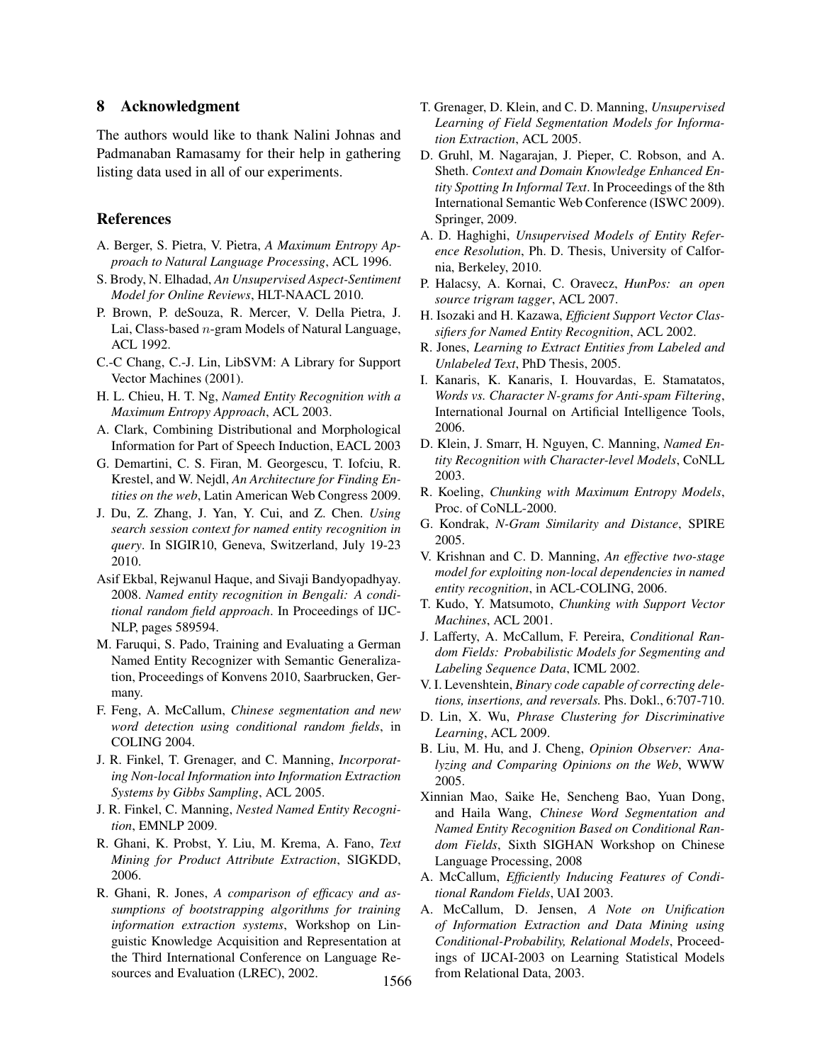## 8 Acknowledgment

The authors would like to thank Nalini Johnas and Padmanaban Ramasamy for their help in gathering listing data used in all of our experiments.

## References

A. Berger, S. Pietra, V. Pietra, *A Maximum Entropy Approach to Natural Language Processing*, ACL 1996.

S. Brody, N. Elhadad, *An Unsupervised Aspect-Sentiment Model for Online Reviews*, HLT-NAACL 2010.

P. Brown, P. deSouza, R. Mercer, V. Della Pietra, J. Lai, Class-based $n$-gram Models of Natural Language, ACL 1992.

C.-C Chang, C.-J. Lin, LibSVM: A Library for Support Vector Machines (2001).

H. L. Chieu, H. T. Ng, *Named Entity Recognition with a Maximum Entropy Approach*, ACL 2003.

A. Clark, Combining Distributional and Morphological Information for Part of Speech Induction, EACL 2003

G. Demartini, C. S. Firan, M. Georgescu, T. Iofciu, R. Krestel, and W. Nejdl, *An Architecture for Finding Entities on the web*, Latin American Web Congress 2009.

J. Du, Z. Zhang, J. Yan, Y. Cui, and Z. Chen. *Using search session context for named entity recognition in query*. In SIGIR10, Geneva, Switzerland, July 19-23 2010.

Asif Ekbal, Rejwanul Haque, and Sivaji Bandyopadhyay. 2008. *Named entity recognition in Bengali: A conditional random field approach*. In Proceedings of IJCNLP, pages 589594.

M. Faruqui, S. Pado, Training and Evaluating a German Named Entity Recognizer with Semantic Generalization, Proceedings of Konvens 2010, Saarbrucken, Germany.

F. Feng, A. McCallum, *Chinese segmentation and new word detection using conditional random fields*, in COLING 2004.

J. R. Finkel, T. Grenager, and C. Manning, *Incorporating Non-local Information into Information Extraction Systems by Gibbs Sampling*, ACL 2005.

J. R. Finkel, C. Manning, *Nested Named Entity Recognition*, EMNLP 2009.

R. Ghani, K. Probst, Y. Liu, M. Krema, A. Fano, *Text Mining for Product Attribute Extraction*, SIGKDD, 2006.

R. Ghani, R. Jones, *A comparison of efficacy and assumptions of bootstrapping algorithms for training information extraction systems*, Workshop on Linguistic Knowledge Acquisition and Representation at the Third International Conference on Language Resources and Evaluation (LREC), 2002.

T. Grenager, D. Klein, and C. D. Manning, *Unsupervised Learning of Field Segmentation Models for Information Extraction*, ACL 2005.

D. Gruhl, M. Nagarajan, J. Pieper, C. Robson, and A. Sheth. *Context and Domain Knowledge Enhanced Entity Spotting In Informal Text*. In Proceedings of the 8th International Semantic Web Conference (ISWC 2009). Springer, 2009.

A. D. Haghighi, *Unsupervised Models of Entity Reference Resolution*, Ph. D. Thesis, University of Calfornia, Berkeley, 2010.

P. Halacsy, A. Kornai, C. Oravecz, *HunPos: an open source trigram tagger*, ACL 2007.

H. Isozaki and H. Kazawa, *Efficient Support Vector Classifiers for Named Entity Recognition*, ACL 2002.

R. Jones, *Learning to Extract Entities from Labeled and Unlabeled Text*, PhD Thesis, 2005.

I. Kanaris, K. Kanaris, I. Houvardas, E. Stamatatos, *Words vs. Character N-grams for Anti-spam Filtering*, International Journal on Artificial Intelligence Tools, 2006.

D. Klein, J. Smarr, H. Nguyen, C. Manning, *Named Entity Recognition with Character-level Models*, CoNLL 2003.

R. Koeling, *Chunking with Maximum Entropy Models*, Proc. of CoNLL-2000.

G. Kondrak, *N-Gram Similarity and Distance*, SPIRE 2005.

V. Krishnan and C. D. Manning, *An effective two-stage model for exploiting non-local dependencies in named entity recognition*, in ACL-COLING, 2006.

T. Kudo, Y. Matsumoto, *Chunking with Support Vector Machines*, ACL 2001.

J. Lafferty, A. McCallum, F. Pereira, *Conditional Random Fields: Probabilistic Models for Segmenting and Labeling Sequence Data*, ICML 2002.

V. I. Levenshtein, *Binary code capable of correcting deletions, insertions, and reversals.* Phs. Dokl., 6:707-710.

D. Lin, X. Wu, *Phrase Clustering for Discriminative Learning*, ACL 2009.

B. Liu, M. Hu, and J. Cheng, *Opinion Observer: Analyzing and Comparing Opinions on the Web*, WWW 2005.

Xinnian Mao, Saike He, Sencheng Bao, Yuan Dong, and Haila Wang, *Chinese Word Segmentation and Named Entity Recognition Based on Conditional Random Fields*, Sixth SIGHAN Workshop on Chinese Language Processing, 2008

A. McCallum, *Efficiently Inducing Features of Conditional Random Fields*, UAI 2003.

A. McCallum, D. Jensen, *A Note on Unification of Information Extraction and Data Mining using Conditional-Probability, Relational Models*, Proceedings of IJCAI-2003 on Learning Statistical Models from Relational Data, 2003.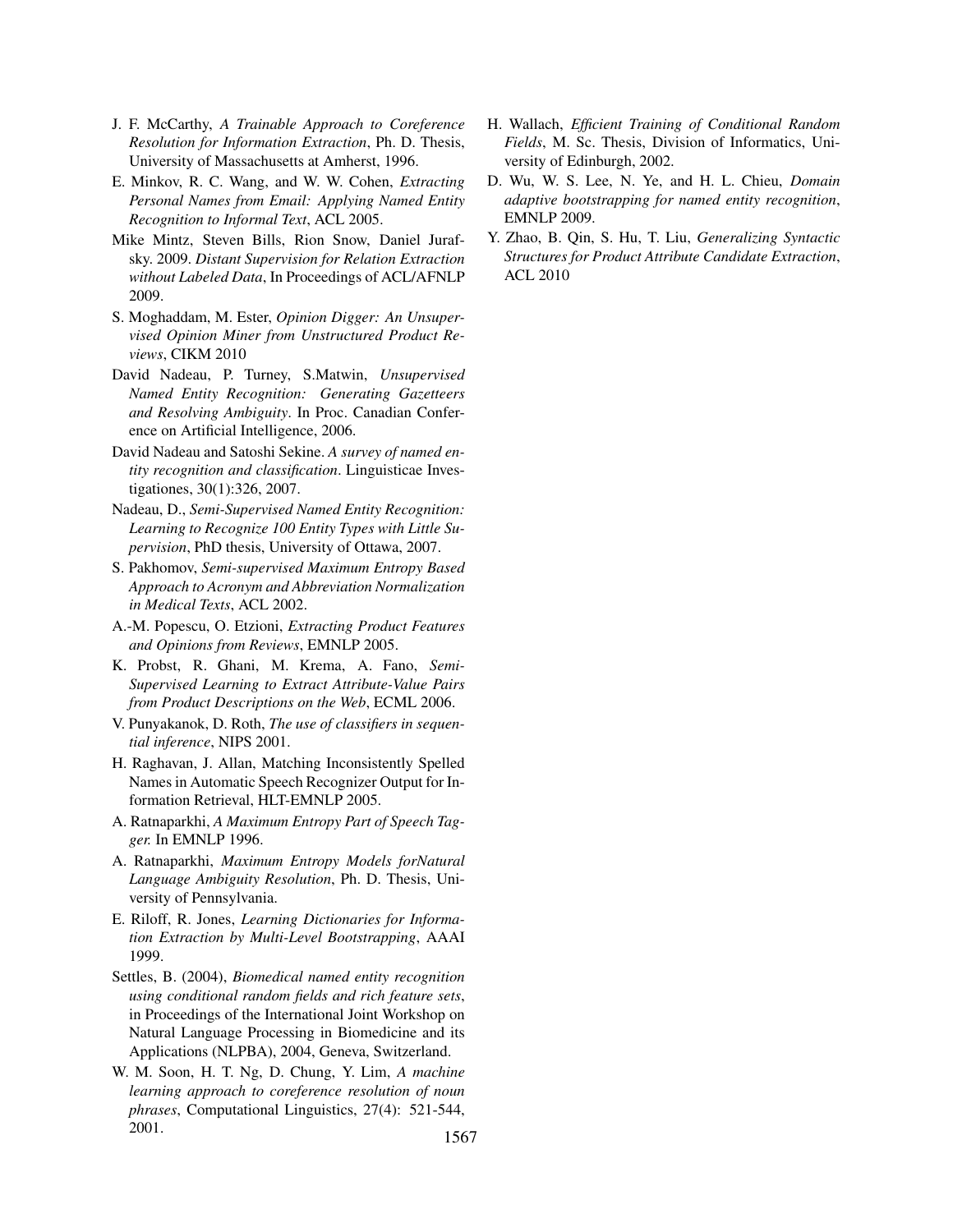J. F. McCarthy, *A Trainable Approach to Coreference Resolution for Information Extraction*, Ph. D. Thesis, University of Massachusetts at Amherst, 1996.

E. Minkov, R. C. Wang, and W. W. Cohen, *Extracting Personal Names from Email: Applying Named Entity Recognition to Informal Text*, ACL 2005.

Mike Mintz, Steven Bills, Rion Snow, Daniel Jurafsky. 2009. *Distant Supervision for Relation Extraction without Labeled Data*, In Proceedings of ACL/AFNLP 2009.

S. Moghaddam, M. Ester, *Opinion Digger: An Unsupervised Opinion Miner from Unstructured Product Reviews*, CIKM 2010

David Nadeau, P. Turney, S.Matwin, *Unsupervised Named Entity Recognition: Generating Gazetteers and Resolving Ambiguity*. In Proc. Canadian Conference on Artificial Intelligence, 2006.

David Nadeau and Satoshi Sekine. *A survey of named entity recognition and classification*. Linguisticae Investigationes, 30(1):326, 2007.

Nadeau, D., *Semi-Supervised Named Entity Recognition: Learning to Recognize 100 Entity Types with Little Supervision*, PhD thesis, University of Ottawa, 2007.

S. Pakhomov, *Semi-supervised Maximum Entropy Based Approach to Acronym and Abbreviation Normalization in Medical Texts*, ACL 2002.

A.-M. Popescu, O. Etzioni, *Extracting Product Features and Opinions from Reviews*, EMNLP 2005.

K. Probst, R. Ghani, M. Krema, A. Fano, *Semi-Supervised Learning to Extract Attribute-Value Pairs from Product Descriptions on the Web*, ECML 2006.

V. Punyakanok, D. Roth, *The use of classifiers in sequential inference*, NIPS 2001.

H. Raghavan, J. Allan, Matching Inconsistently Spelled Names in Automatic Speech Recognizer Output for Information Retrieval, HLT-EMNLP 2005.

A. Ratnaparkhi, *A Maximum Entropy Part of Speech Tagger.* In EMNLP 1996.

A. Ratnaparkhi, *Maximum Entropy Models forNatural Language Ambiguity Resolution*, Ph. D. Thesis, University of Pennsylvania.

E. Riloff, R. Jones, *Learning Dictionaries for Information Extraction by Multi-Level Bootstrapping*, AAAI 1999.

Settles, B. (2004), *Biomedical named entity recognition using conditional random fields and rich feature sets*, in Proceedings of the International Joint Workshop on Natural Language Processing in Biomedicine and its Applications (NLPBA), 2004, Geneva, Switzerland.

W. M. Soon, H. T. Ng, D. Chung, Y. Lim, *A machine learning approach to coreference resolution of noun phrases*, Computational Linguistics, 27(4): 521-544, 2001.

H. Wallach, *Efficient Training of Conditional Random Fields*, M. Sc. Thesis, Division of Informatics, University of Edinburgh, 2002.

D. Wu, W. S. Lee, N. Ye, and H. L. Chieu, *Domain adaptive bootstrapping for named entity recognition*, EMNLP 2009.

Y. Zhao, B. Qin, S. Hu, T. Liu, *Generalizing Syntactic Structures for Product Attribute Candidate Extraction*, ACL 2010